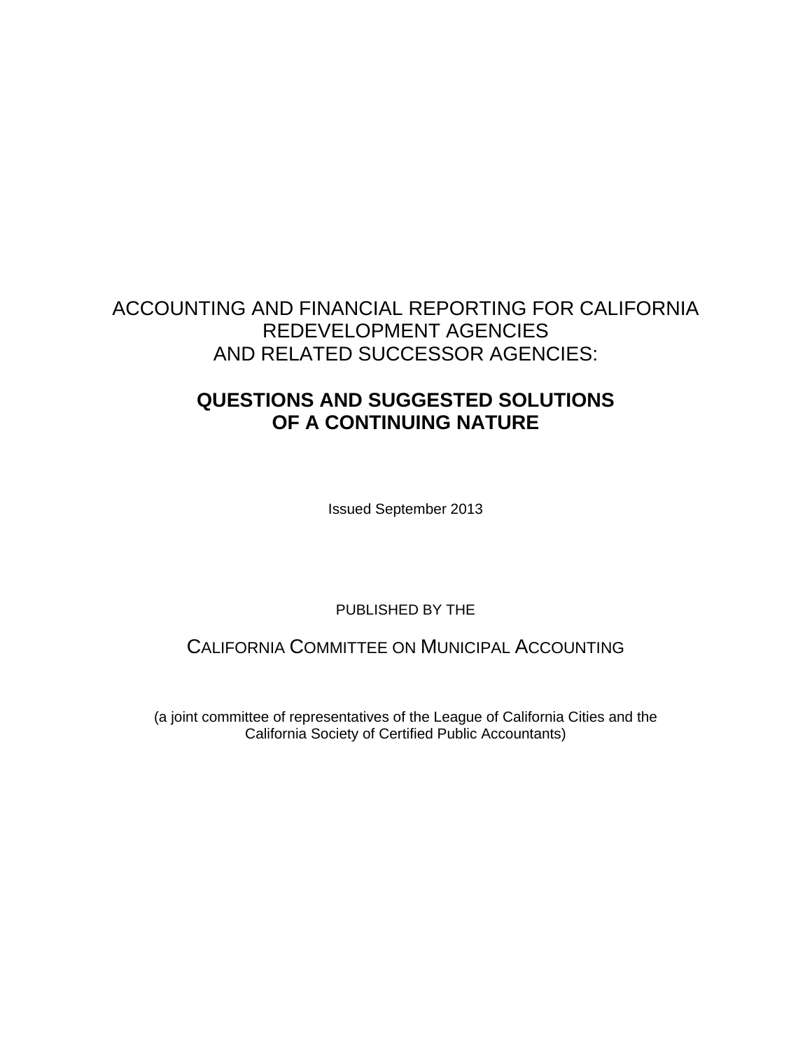# ACCOUNTING AND FINANCIAL REPORTING FOR CALIFORNIA REDEVELOPMENT AGENCIES AND RELATED SUCCESSOR AGENCIES:

## QUESTIONS AND SUGGESTED SOLUTIONS OF A CONTINUING NATURE

Issued September 2013

PUBLISHED BY THE

CALIFORNIA COMMITTEE ON MUNICIPAL ACCOUNTING

(a joint committee of representatives of the League of California Cities and the California Society of Certified Public Accountants)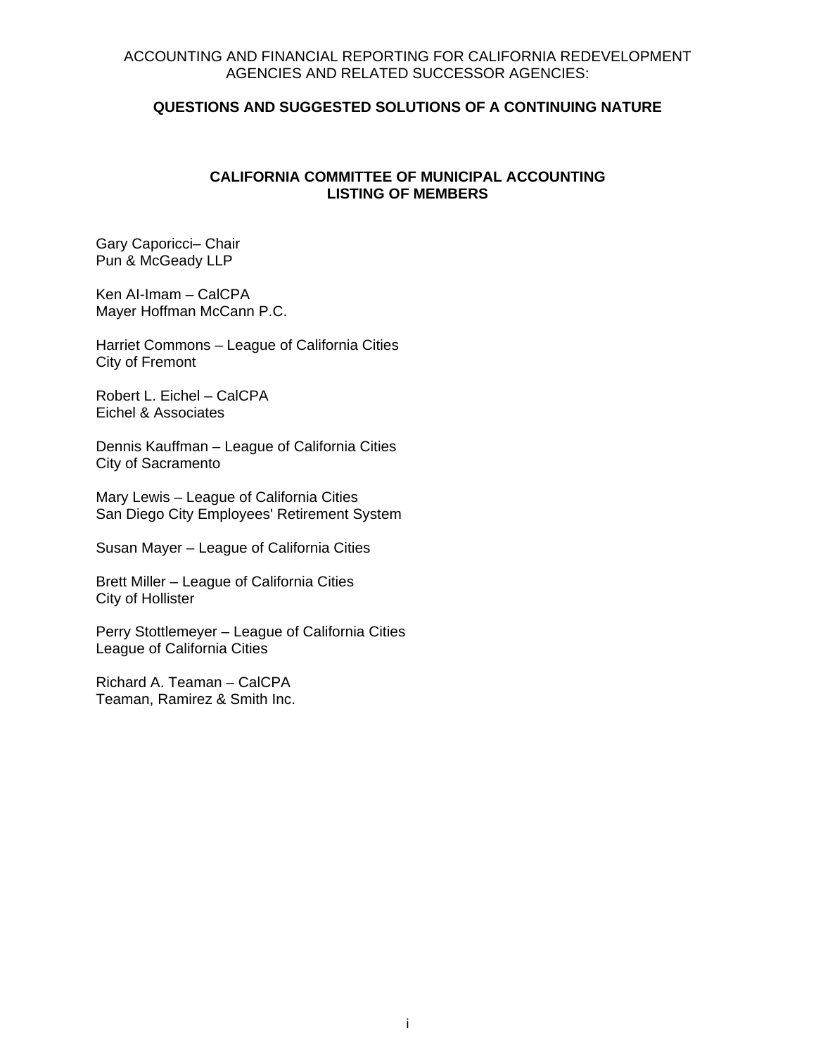ACCOUNTING AND FINANCIAL REPORTING FOR CALIFORNIA REDEVELOPMENT AGENCIES AND RELATED SUCCESSOR AGENCIES:

**QUESTIONS AND SUGGESTED SOLUTIONS OF A CONTINUING NATURE**

**CALIFORNIA COMMITTEE OF MUNICIPAL ACCOUNTING**
**LISTING OF MEMBERS**

Gary Caporicci– Chair
Pun & McGeady LLP

Ken Al-Imam – CalCPA
Mayer Hoffman McCann P.C.

Harriet Commons – League of California Cities
City of Fremont

Robert L. Eichel – CalCPA
Eichel & Associates

Dennis Kauffman – League of California Cities
City of Sacramento

Mary Lewis – League of California Cities
San Diego City Employees' Retirement System

Susan Mayer – League of California Cities

Brett Miller – League of California Cities
City of Hollister

Perry Stottlemeyer – League of California Cities
League of California Cities

Richard A. Teaman – CalCPA
Teaman, Ramirez & Smith Inc.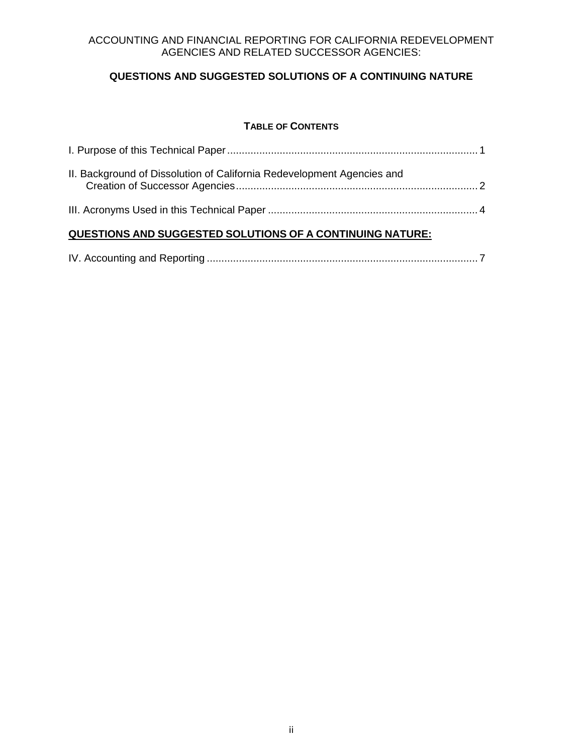ACCOUNTING AND FINANCIAL REPORTING FOR CALIFORNIA REDEVELOPMENT AGENCIES AND RELATED SUCCESSOR AGENCIES:

**QUESTIONS AND SUGGESTED SOLUTIONS OF A CONTINUING NATURE**

**TABLE OF CONTENTS**

I. Purpose of this Technical Paper ..................................................................................... 1

II. Background of Dissolution of California Redevelopment Agencies and Creation of Successor Agencies ................................................................................. 2

III. Acronyms Used in this Technical Paper ....................................................................... 4

**<u>QUESTIONS AND SUGGESTED SOLUTIONS OF A CONTINUING NATURE:</u>**

IV. Accounting and Reporting ............................................................................................. 7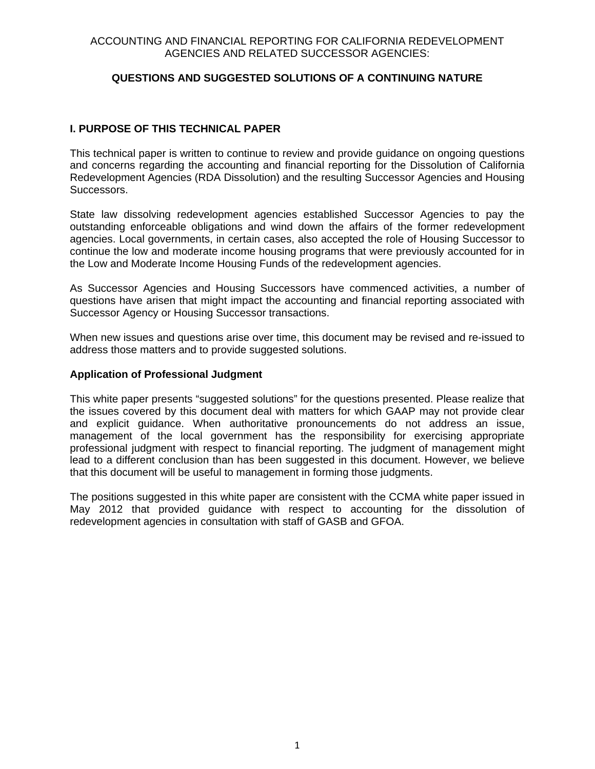ACCOUNTING AND FINANCIAL REPORTING FOR CALIFORNIA REDEVELOPMENT AGENCIES AND RELATED SUCCESSOR AGENCIES:

**QUESTIONS AND SUGGESTED SOLUTIONS OF A CONTINUING NATURE**

## I. PURPOSE OF THIS TECHNICAL PAPER

This technical paper is written to continue to review and provide guidance on ongoing questions and concerns regarding the accounting and financial reporting for the Dissolution of California Redevelopment Agencies (RDA Dissolution) and the resulting Successor Agencies and Housing Successors.

State law dissolving redevelopment agencies established Successor Agencies to pay the outstanding enforceable obligations and wind down the affairs of the former redevelopment agencies. Local governments, in certain cases, also accepted the role of Housing Successor to continue the low and moderate income housing programs that were previously accounted for in the Low and Moderate Income Housing Funds of the redevelopment agencies.

As Successor Agencies and Housing Successors have commenced activities, a number of questions have arisen that might impact the accounting and financial reporting associated with Successor Agency or Housing Successor transactions.

When new issues and questions arise over time, this document may be revised and re-issued to address those matters and to provide suggested solutions.

### Application of Professional Judgment

This white paper presents "suggested solutions" for the questions presented. Please realize that the issues covered by this document deal with matters for which GAAP may not provide clear and explicit guidance. When authoritative pronouncements do not address an issue, management of the local government has the responsibility for exercising appropriate professional judgment with respect to financial reporting. The judgment of management might lead to a different conclusion than has been suggested in this document. However, we believe that this document will be useful to management in forming those judgments.

The positions suggested in this white paper are consistent with the CCMA white paper issued in May 2012 that provided guidance with respect to accounting for the dissolution of redevelopment agencies in consultation with staff of GASB and GFOA.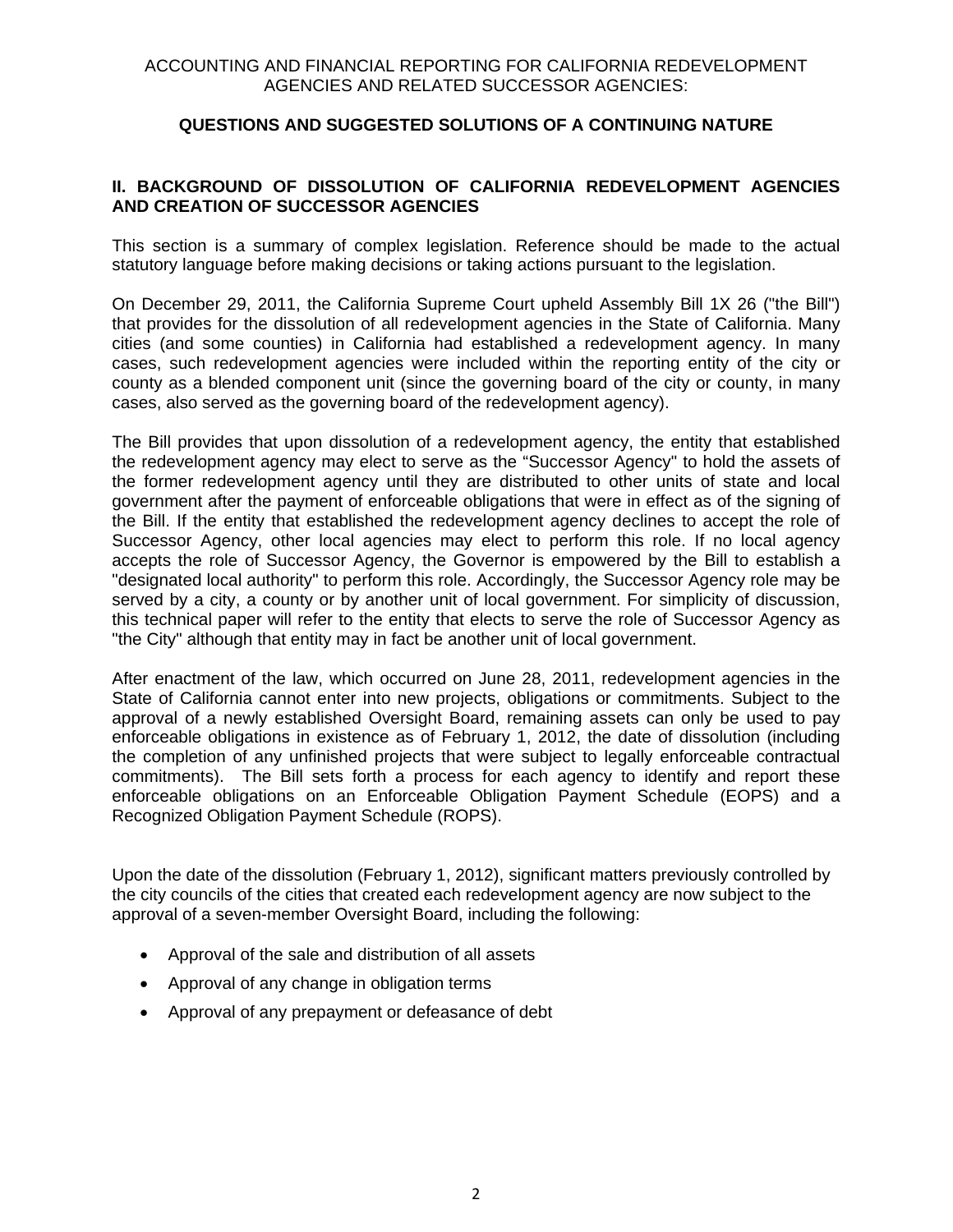## II. BACKGROUND OF DISSOLUTION OF CALIFORNIA REDEVELOPMENT AGENCIES AND CREATION OF SUCCESSOR AGENCIES

This section is a summary of complex legislation. Reference should be made to the actual statutory language before making decisions or taking actions pursuant to the legislation.

On December 29, 2011, the California Supreme Court upheld Assembly Bill 1X 26 ("the Bill") that provides for the dissolution of all redevelopment agencies in the State of California. Many cities (and some counties) in California had established a redevelopment agency. In many cases, such redevelopment agencies were included within the reporting entity of the city or county as a blended component unit (since the governing board of the city or county, in many cases, also served as the governing board of the redevelopment agency).

The Bill provides that upon dissolution of a redevelopment agency, the entity that established the redevelopment agency may elect to serve as the "Successor Agency" to hold the assets of the former redevelopment agency until they are distributed to other units of state and local government after the payment of enforceable obligations that were in effect as of the signing of the Bill. If the entity that established the redevelopment agency declines to accept the role of Successor Agency, other local agencies may elect to perform this role. If no local agency accepts the role of Successor Agency, the Governor is empowered by the Bill to establish a "designated local authority" to perform this role. Accordingly, the Successor Agency role may be served by a city, a county or by another unit of local government. For simplicity of discussion, this technical paper will refer to the entity that elects to serve the role of Successor Agency as "the City" although that entity may in fact be another unit of local government.

After enactment of the law, which occurred on June 28, 2011, redevelopment agencies in the State of California cannot enter into new projects, obligations or commitments. Subject to the approval of a newly established Oversight Board, remaining assets can only be used to pay enforceable obligations in existence as of February 1, 2012, the date of dissolution (including the completion of any unfinished projects that were subject to legally enforceable contractual commitments). The Bill sets forth a process for each agency to identify and report these enforceable obligations on an Enforceable Obligation Payment Schedule (EOPS) and a Recognized Obligation Payment Schedule (ROPS).

Upon the date of the dissolution (February 1, 2012), significant matters previously controlled by the city councils of the cities that created each redevelopment agency are now subject to the approval of a seven-member Oversight Board, including the following:

- Approval of the sale and distribution of all assets
- Approval of any change in obligation terms
- Approval of any prepayment or defeasance of debt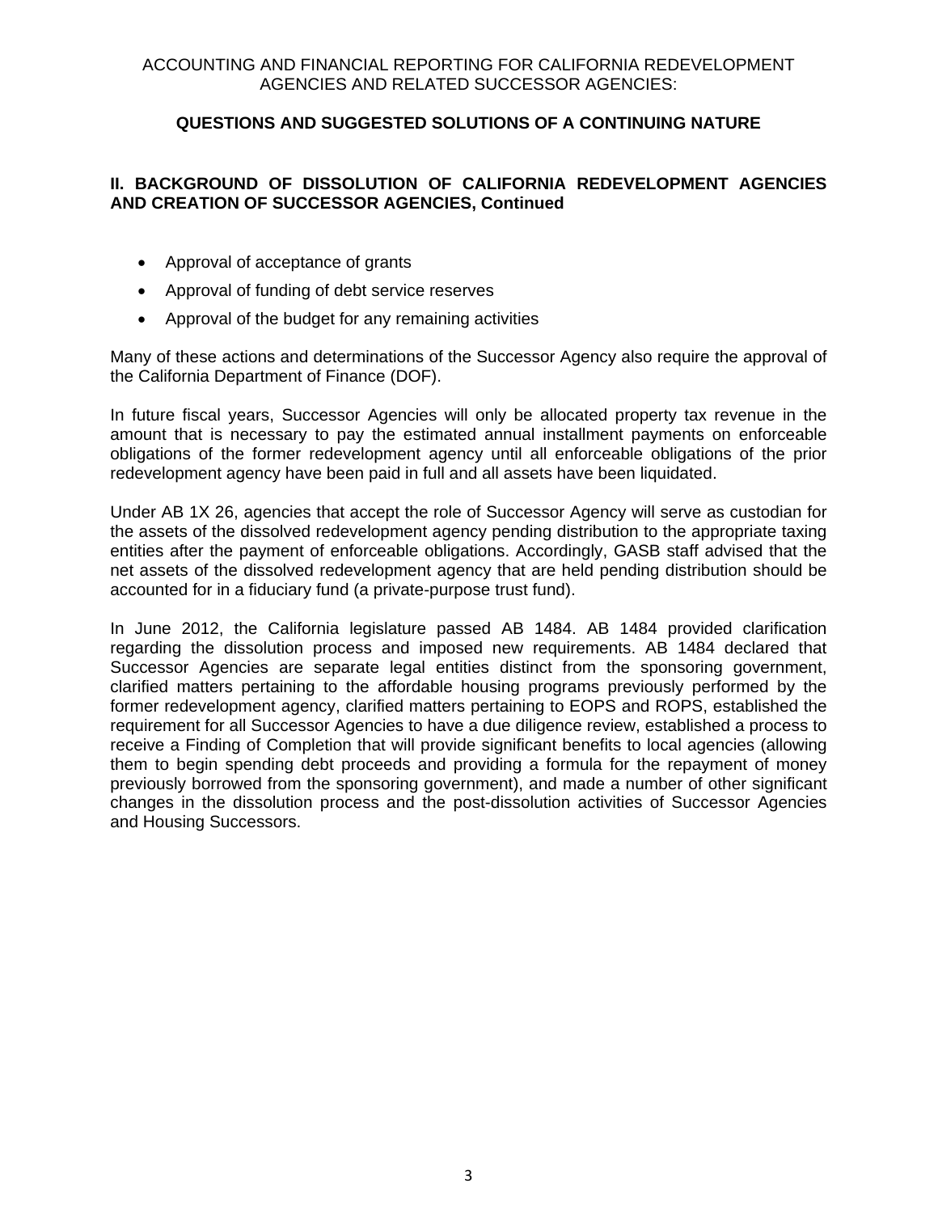## II. BACKGROUND OF DISSOLUTION OF CALIFORNIA REDEVELOPMENT AGENCIES AND CREATION OF SUCCESSOR AGENCIES, Continued

- Approval of acceptance of grants
- Approval of funding of debt service reserves
- Approval of the budget for any remaining activities

Many of these actions and determinations of the Successor Agency also require the approval of the California Department of Finance (DOF).

In future fiscal years, Successor Agencies will only be allocated property tax revenue in the amount that is necessary to pay the estimated annual installment payments on enforceable obligations of the former redevelopment agency until all enforceable obligations of the prior redevelopment agency have been paid in full and all assets have been liquidated.

Under AB 1X 26, agencies that accept the role of Successor Agency will serve as custodian for the assets of the dissolved redevelopment agency pending distribution to the appropriate taxing entities after the payment of enforceable obligations. Accordingly, GASB staff advised that the net assets of the dissolved redevelopment agency that are held pending distribution should be accounted for in a fiduciary fund (a private-purpose trust fund).

In June 2012, the California legislature passed AB 1484. AB 1484 provided clarification regarding the dissolution process and imposed new requirements. AB 1484 declared that Successor Agencies are separate legal entities distinct from the sponsoring government, clarified matters pertaining to the affordable housing programs previously performed by the former redevelopment agency, clarified matters pertaining to EOPS and ROPS, established the requirement for all Successor Agencies to have a due diligence review, established a process to receive a Finding of Completion that will provide significant benefits to local agencies (allowing them to begin spending debt proceeds and providing a formula for the repayment of money previously borrowed from the sponsoring government), and made a number of other significant changes in the dissolution process and the post-dissolution activities of Successor Agencies and Housing Successors.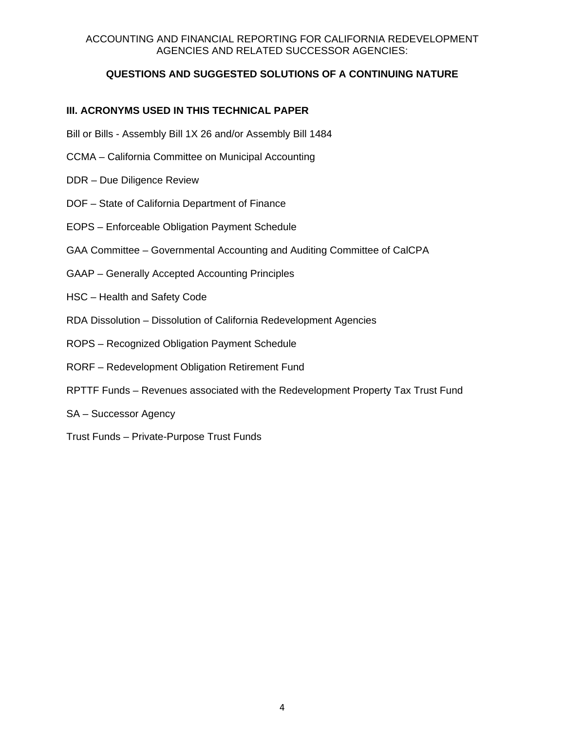## III. ACRONYMS USED IN THIS TECHNICAL PAPER

Bill or Bills - Assembly Bill 1X 26 and/or Assembly Bill 1484

CCMA – California Committee on Municipal Accounting

DDR – Due Diligence Review

DOF – State of California Department of Finance

EOPS – Enforceable Obligation Payment Schedule

GAA Committee – Governmental Accounting and Auditing Committee of CalCPA

GAAP – Generally Accepted Accounting Principles

HSC – Health and Safety Code

RDA Dissolution – Dissolution of California Redevelopment Agencies

ROPS – Recognized Obligation Payment Schedule

RORF – Redevelopment Obligation Retirement Fund

RPTTF Funds – Revenues associated with the Redevelopment Property Tax Trust Fund

SA – Successor Agency

Trust Funds – Private-Purpose Trust Funds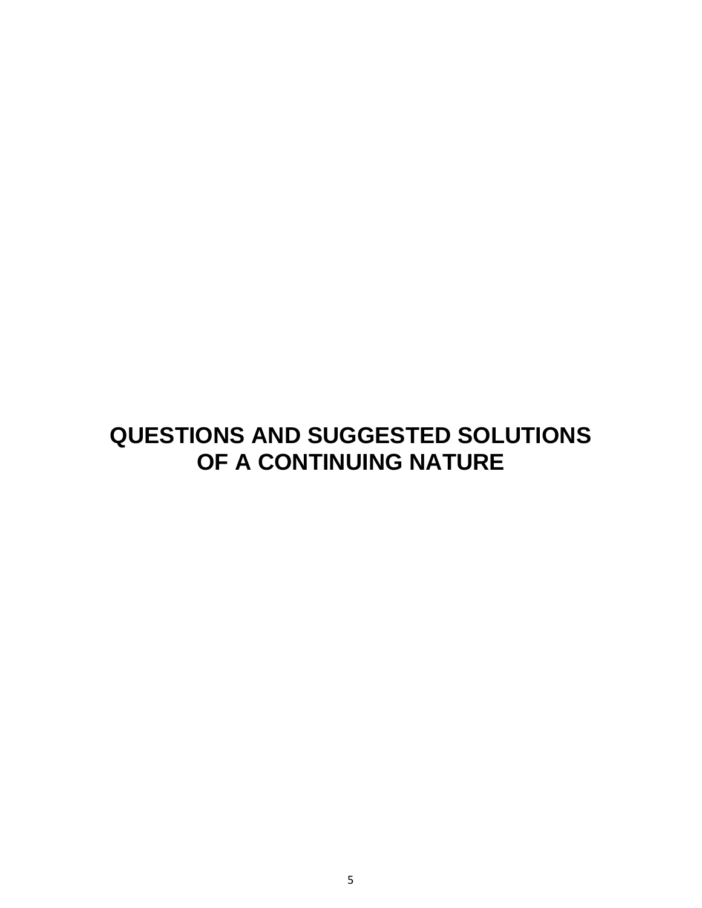# QUESTIONS AND SUGGESTED SOLUTIONS OF A CONTINUING NATURE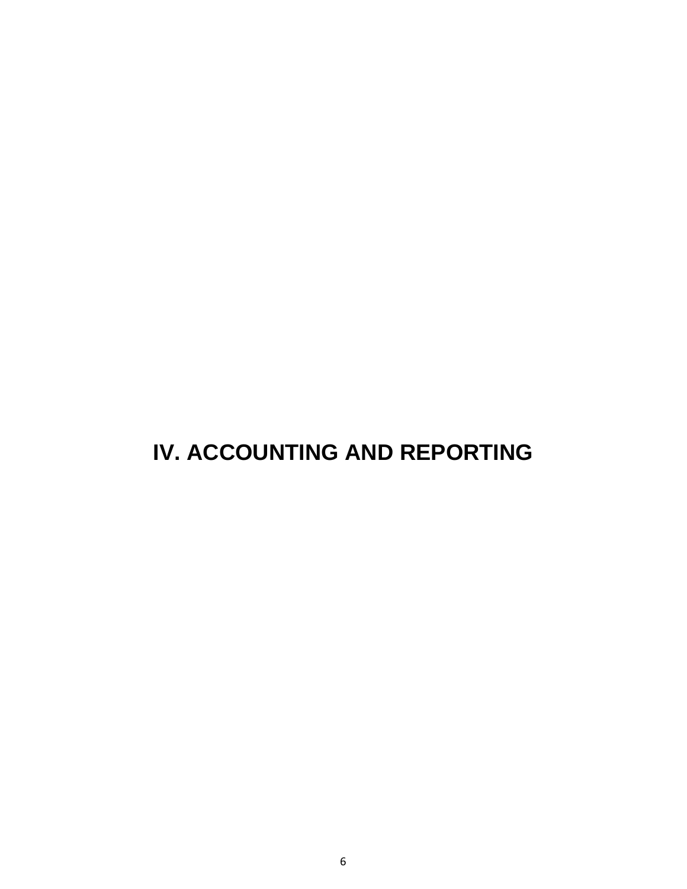# IV. ACCOUNTING AND REPORTING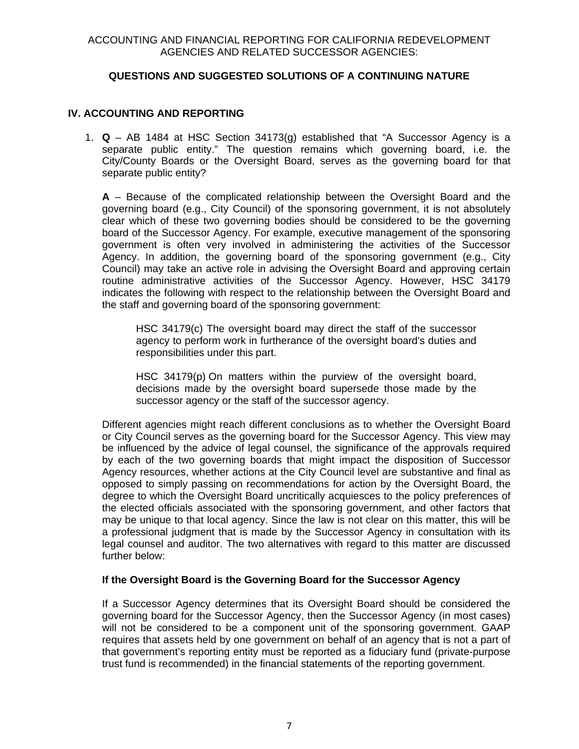## IV. ACCOUNTING AND REPORTING

1. **Q** – AB 1484 at HSC Section 34173(g) established that "A Successor Agency is a separate public entity." The question remains which governing board, i.e. the City/County Boards or the Oversight Board, serves as the governing board for that separate public entity?

   **A** – Because of the complicated relationship between the Oversight Board and the governing board (e.g., City Council) of the sponsoring government, it is not absolutely clear which of these two governing bodies should be considered to be the governing board of the Successor Agency. For example, executive management of the sponsoring government is often very involved in administering the activities of the Successor Agency. In addition, the governing board of the sponsoring government (e.g., City Council) may take an active role in advising the Oversight Board and approving certain routine administrative activities of the Successor Agency. However, HSC 34179 indicates the following with respect to the relationship between the Oversight Board and the staff and governing board of the sponsoring government:

   > HSC 34179(c) The oversight board may direct the staff of the successor agency to perform work in furtherance of the oversight board's duties and responsibilities under this part.
   >
   > HSC 34179(p) On matters within the purview of the oversight board, decisions made by the oversight board supersede those made by the successor agency or the staff of the successor agency.

   Different agencies might reach different conclusions as to whether the Oversight Board or City Council serves as the governing board for the Successor Agency. This view may be influenced by the advice of legal counsel, the significance of the approvals required by each of the two governing boards that might impact the disposition of Successor Agency resources, whether actions at the City Council level are substantive and final as opposed to simply passing on recommendations for action by the Oversight Board, the degree to which the Oversight Board uncritically acquiesces to the policy preferences of the elected officials associated with the sponsoring government, and other factors that may be unique to that local agency. Since the law is not clear on this matter, this will be a professional judgment that is made by the Successor Agency in consultation with its legal counsel and auditor. The two alternatives with regard to this matter are discussed further below:

   **If the Oversight Board is the Governing Board for the Successor Agency**

   If a Successor Agency determines that its Oversight Board should be considered the governing board for the Successor Agency, then the Successor Agency (in most cases) will not be considered to be a component unit of the sponsoring government. GAAP requires that assets held by one government on behalf of an agency that is not a part of that government's reporting entity must be reported as a fiduciary fund (private-purpose trust fund is recommended) in the financial statements of the reporting government.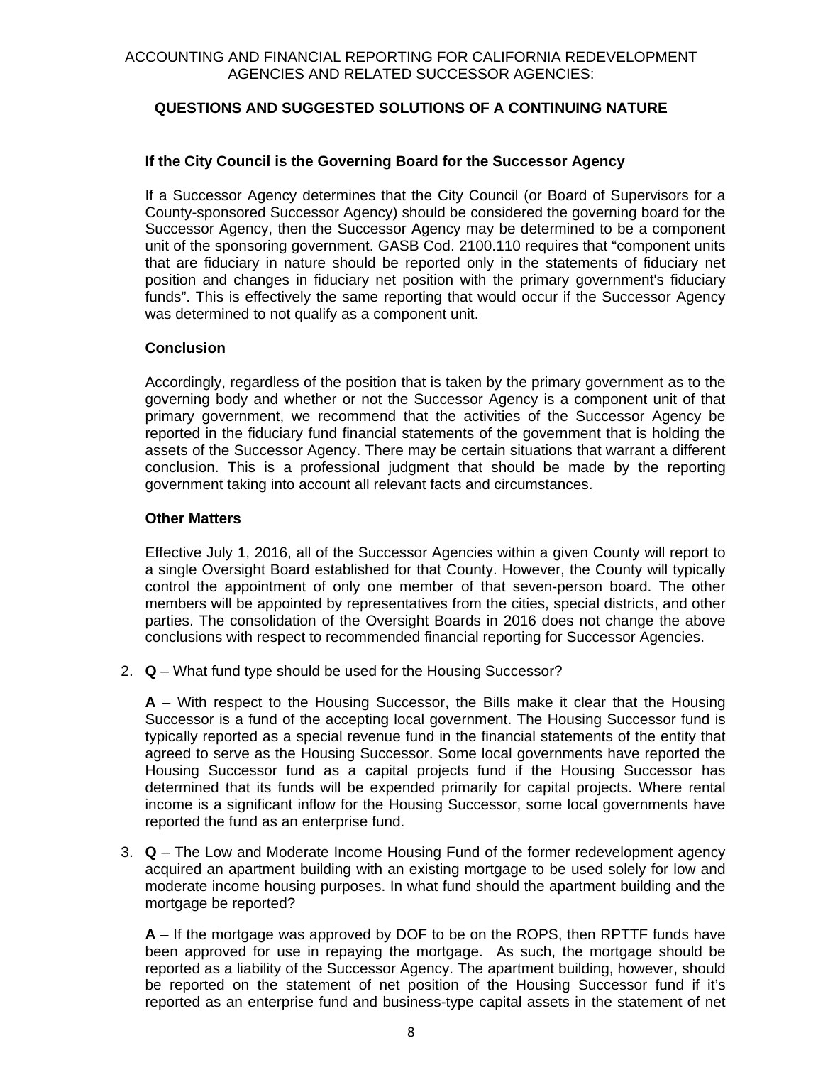### If the City Council is the Governing Board for the Successor Agency

If a Successor Agency determines that the City Council (or Board of Supervisors for a County-sponsored Successor Agency) should be considered the governing board for the Successor Agency, then the Successor Agency may be determined to be a component unit of the sponsoring government. GASB Cod. 2100.110 requires that "component units that are fiduciary in nature should be reported only in the statements of fiduciary net position and changes in fiduciary net position with the primary government's fiduciary funds". This is effectively the same reporting that would occur if the Successor Agency was determined to not qualify as a component unit.

### Conclusion

Accordingly, regardless of the position that is taken by the primary government as to the governing body and whether or not the Successor Agency is a component unit of that primary government, we recommend that the activities of the Successor Agency be reported in the fiduciary fund financial statements of the government that is holding the assets of the Successor Agency. There may be certain situations that warrant a different conclusion. This is a professional judgment that should be made by the reporting government taking into account all relevant facts and circumstances.

### Other Matters

Effective July 1, 2016, all of the Successor Agencies within a given County will report to a single Oversight Board established for that County. However, the County will typically control the appointment of only one member of that seven-person board. The other members will be appointed by representatives from the cities, special districts, and other parties. The consolidation of the Oversight Boards in 2016 does not change the above conclusions with respect to recommended financial reporting for Successor Agencies.

2. **Q** – What fund type should be used for the Housing Successor?

   **A** – With respect to the Housing Successor, the Bills make it clear that the Housing Successor is a fund of the accepting local government. The Housing Successor fund is typically reported as a special revenue fund in the financial statements of the entity that agreed to serve as the Housing Successor. Some local governments have reported the Housing Successor fund as a capital projects fund if the Housing Successor has determined that its funds will be expended primarily for capital projects. Where rental income is a significant inflow for the Housing Successor, some local governments have reported the fund as an enterprise fund.

3. **Q** – The Low and Moderate Income Housing Fund of the former redevelopment agency acquired an apartment building with an existing mortgage to be used solely for low and moderate income housing purposes. In what fund should the apartment building and the mortgage be reported?

   **A** – If the mortgage was approved by DOF to be on the ROPS, then RPTTF funds have been approved for use in repaying the mortgage. As such, the mortgage should be reported as a liability of the Successor Agency. The apartment building, however, should be reported on the statement of net position of the Housing Successor fund if it's reported as an enterprise fund and business-type capital assets in the statement of net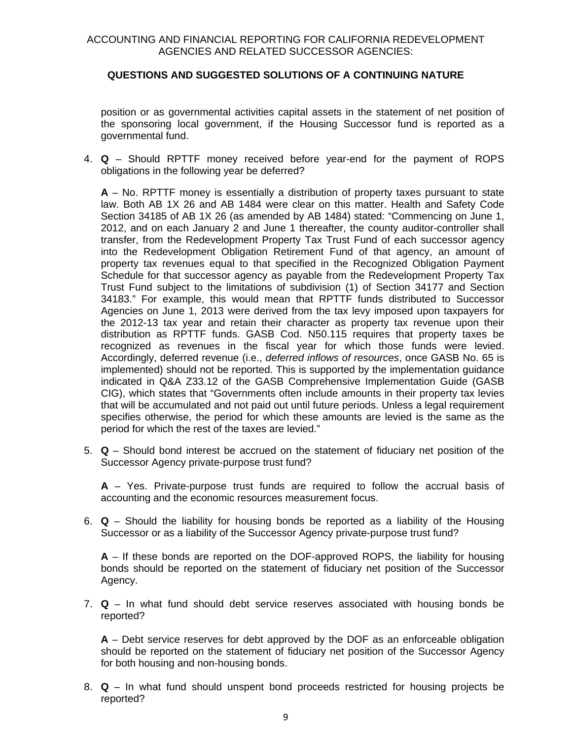position or as governmental activities capital assets in the statement of net position of the sponsoring local government, if the Housing Successor fund is reported as a governmental fund.

4. **Q** – Should RPTTF money received before year-end for the payment of ROPS obligations in the following year be deferred?

   **A** – No. RPTTF money is essentially a distribution of property taxes pursuant to state law. Both AB 1X 26 and AB 1484 were clear on this matter. Health and Safety Code Section 34185 of AB 1X 26 (as amended by AB 1484) stated: "Commencing on June 1, 2012, and on each January 2 and June 1 thereafter, the county auditor-controller shall transfer, from the Redevelopment Property Tax Trust Fund of each successor agency into the Redevelopment Obligation Retirement Fund of that agency, an amount of property tax revenues equal to that specified in the Recognized Obligation Payment Schedule for that successor agency as payable from the Redevelopment Property Tax Trust Fund subject to the limitations of subdivision (1) of Section 34177 and Section 34183." For example, this would mean that RPTTF funds distributed to Successor Agencies on June 1, 2013 were derived from the tax levy imposed upon taxpayers for the 2012-13 tax year and retain their character as property tax revenue upon their distribution as RPTTF funds. GASB Cod. N50.115 requires that property taxes be recognized as revenues in the fiscal year for which those funds were levied. Accordingly, deferred revenue (i.e., *deferred inflows of resources*, once GASB No. 65 is implemented) should not be reported. This is supported by the implementation guidance indicated in Q&A Z33.12 of the GASB Comprehensive Implementation Guide (GASB CIG), which states that "Governments often include amounts in their property tax levies that will be accumulated and not paid out until future periods. Unless a legal requirement specifies otherwise, the period for which these amounts are levied is the same as the period for which the rest of the taxes are levied."

5. **Q** – Should bond interest be accrued on the statement of fiduciary net position of the Successor Agency private-purpose trust fund?

   **A** – Yes. Private-purpose trust funds are required to follow the accrual basis of accounting and the economic resources measurement focus.

6. **Q** – Should the liability for housing bonds be reported as a liability of the Housing Successor or as a liability of the Successor Agency private-purpose trust fund?

   **A** – If these bonds are reported on the DOF-approved ROPS, the liability for housing bonds should be reported on the statement of fiduciary net position of the Successor Agency.

7. **Q** – In what fund should debt service reserves associated with housing bonds be reported?

   **A** – Debt service reserves for debt approved by the DOF as an enforceable obligation should be reported on the statement of fiduciary net position of the Successor Agency for both housing and non-housing bonds.

8. **Q** – In what fund should unspent bond proceeds restricted for housing projects be reported?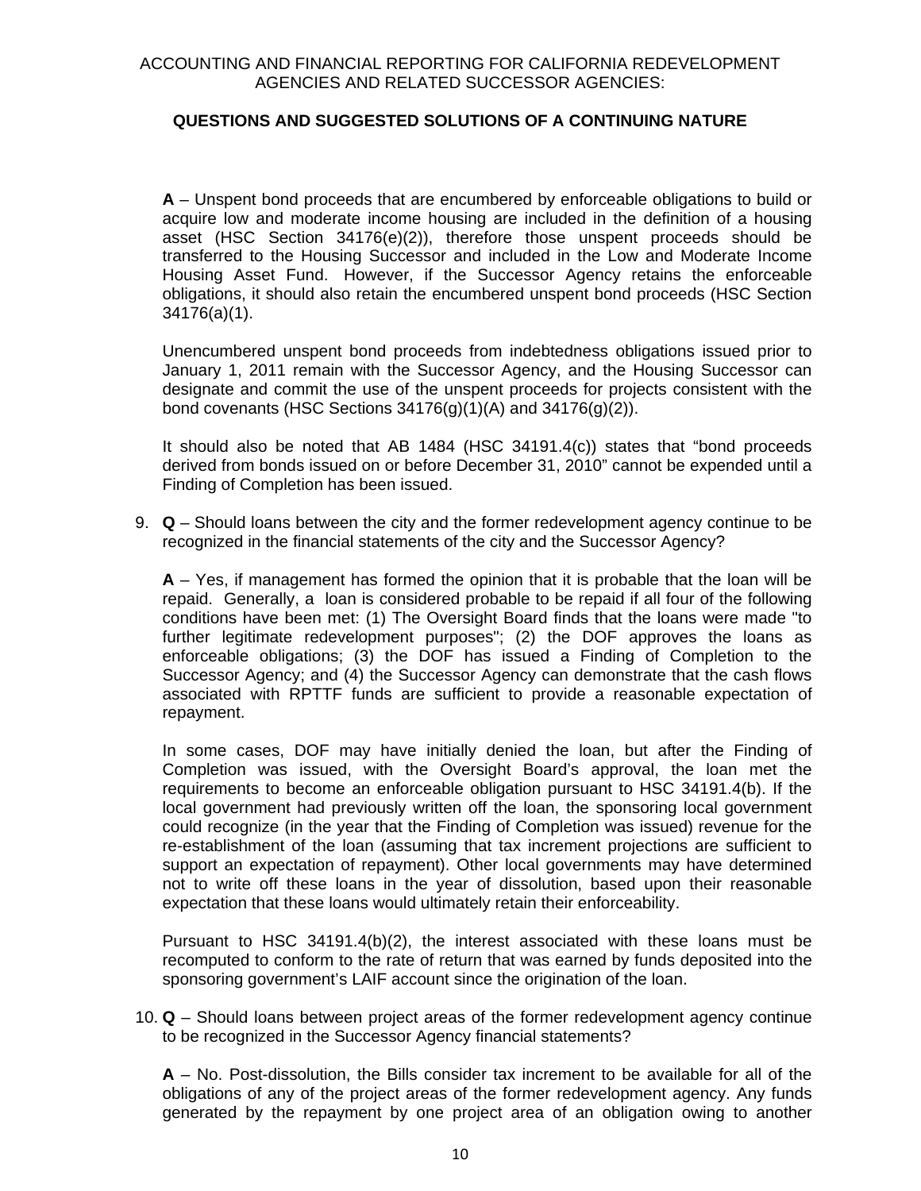**A** – Unspent bond proceeds that are encumbered by enforceable obligations to build or acquire low and moderate income housing are included in the definition of a housing asset (HSC Section 34176(e)(2)), therefore those unspent proceeds should be transferred to the Housing Successor and included in the Low and Moderate Income Housing Asset Fund. However, if the Successor Agency retains the enforceable obligations, it should also retain the encumbered unspent bond proceeds (HSC Section 34176(a)(1).

Unencumbered unspent bond proceeds from indebtedness obligations issued prior to January 1, 2011 remain with the Successor Agency, and the Housing Successor can designate and commit the use of the unspent proceeds for projects consistent with the bond covenants (HSC Sections 34176(g)(1)(A) and 34176(g)(2)).

It should also be noted that AB 1484 (HSC 34191.4(c)) states that "bond proceeds derived from bonds issued on or before December 31, 2010" cannot be expended until a Finding of Completion has been issued.

9. **Q** – Should loans between the city and the former redevelopment agency continue to be recognized in the financial statements of the city and the Successor Agency?

   **A** – Yes, if management has formed the opinion that it is probable that the loan will be repaid. Generally, a loan is considered probable to be repaid if all four of the following conditions have been met: (1) The Oversight Board finds that the loans were made "to further legitimate redevelopment purposes"; (2) the DOF approves the loans as enforceable obligations; (3) the DOF has issued a Finding of Completion to the Successor Agency; and (4) the Successor Agency can demonstrate that the cash flows associated with RPTTF funds are sufficient to provide a reasonable expectation of repayment.

   In some cases, DOF may have initially denied the loan, but after the Finding of Completion was issued, with the Oversight Board's approval, the loan met the requirements to become an enforceable obligation pursuant to HSC 34191.4(b). If the local government had previously written off the loan, the sponsoring local government could recognize (in the year that the Finding of Completion was issued) revenue for the re-establishment of the loan (assuming that tax increment projections are sufficient to support an expectation of repayment). Other local governments may have determined not to write off these loans in the year of dissolution, based upon their reasonable expectation that these loans would ultimately retain their enforceability.

   Pursuant to HSC 34191.4(b)(2), the interest associated with these loans must be recomputed to conform to the rate of return that was earned by funds deposited into the sponsoring government's LAIF account since the origination of the loan.

10. **Q** – Should loans between project areas of the former redevelopment agency continue to be recognized in the Successor Agency financial statements?

    **A** – No. Post-dissolution, the Bills consider tax increment to be available for all of the obligations of any of the project areas of the former redevelopment agency. Any funds generated by the repayment by one project area of an obligation owing to another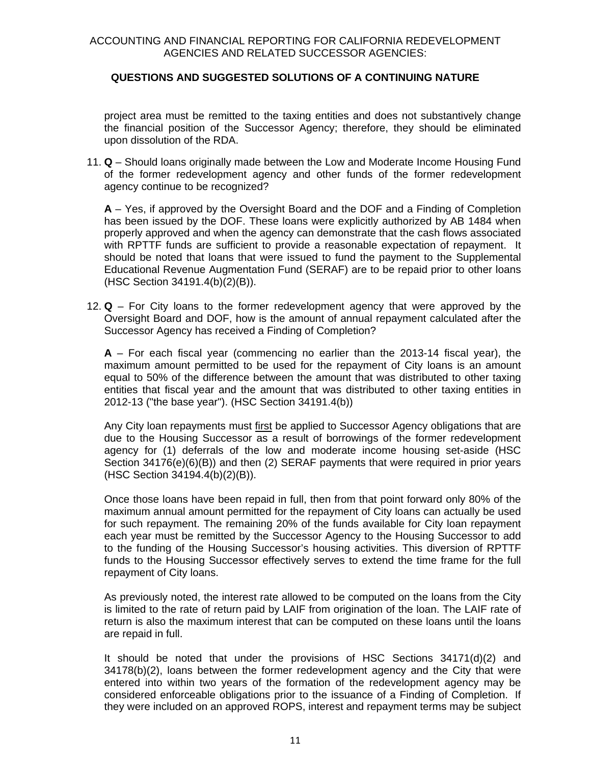project area must be remitted to the taxing entities and does not substantively change the financial position of the Successor Agency; therefore, they should be eliminated upon dissolution of the RDA.

11. **Q** – Should loans originally made between the Low and Moderate Income Housing Fund of the former redevelopment agency and other funds of the former redevelopment agency continue to be recognized?

    **A** – Yes, if approved by the Oversight Board and the DOF and a Finding of Completion has been issued by the DOF. These loans were explicitly authorized by AB 1484 when properly approved and when the agency can demonstrate that the cash flows associated with RPTTF funds are sufficient to provide a reasonable expectation of repayment. It should be noted that loans that were issued to fund the payment to the Supplemental Educational Revenue Augmentation Fund (SERAF) are to be repaid prior to other loans (HSC Section 34191.4(b)(2)(B)).

12. **Q** – For City loans to the former redevelopment agency that were approved by the Oversight Board and DOF, how is the amount of annual repayment calculated after the Successor Agency has received a Finding of Completion?

    **A** – For each fiscal year (commencing no earlier than the 2013-14 fiscal year), the maximum amount permitted to be used for the repayment of City loans is an amount equal to 50% of the difference between the amount that was distributed to other taxing entities that fiscal year and the amount that was distributed to other taxing entities in 2012-13 ("the base year"). (HSC Section 34191.4(b))

    Any City loan repayments must <u>first</u> be applied to Successor Agency obligations that are due to the Housing Successor as a result of borrowings of the former redevelopment agency for (1) deferrals of the low and moderate income housing set-aside (HSC Section 34176(e)(6)(B)) and then (2) SERAF payments that were required in prior years (HSC Section 34194.4(b)(2)(B)).

    Once those loans have been repaid in full, then from that point forward only 80% of the maximum annual amount permitted for the repayment of City loans can actually be used for such repayment. The remaining 20% of the funds available for City loan repayment each year must be remitted by the Successor Agency to the Housing Successor to add to the funding of the Housing Successor's housing activities. This diversion of RPTTF funds to the Housing Successor effectively serves to extend the time frame for the full repayment of City loans.

    As previously noted, the interest rate allowed to be computed on the loans from the City is limited to the rate of return paid by LAIF from origination of the loan. The LAIF rate of return is also the maximum interest that can be computed on these loans until the loans are repaid in full.

    It should be noted that under the provisions of HSC Sections 34171(d)(2) and 34178(b)(2), loans between the former redevelopment agency and the City that were entered into within two years of the formation of the redevelopment agency may be considered enforceable obligations prior to the issuance of a Finding of Completion. If they were included on an approved ROPS, interest and repayment terms may be subject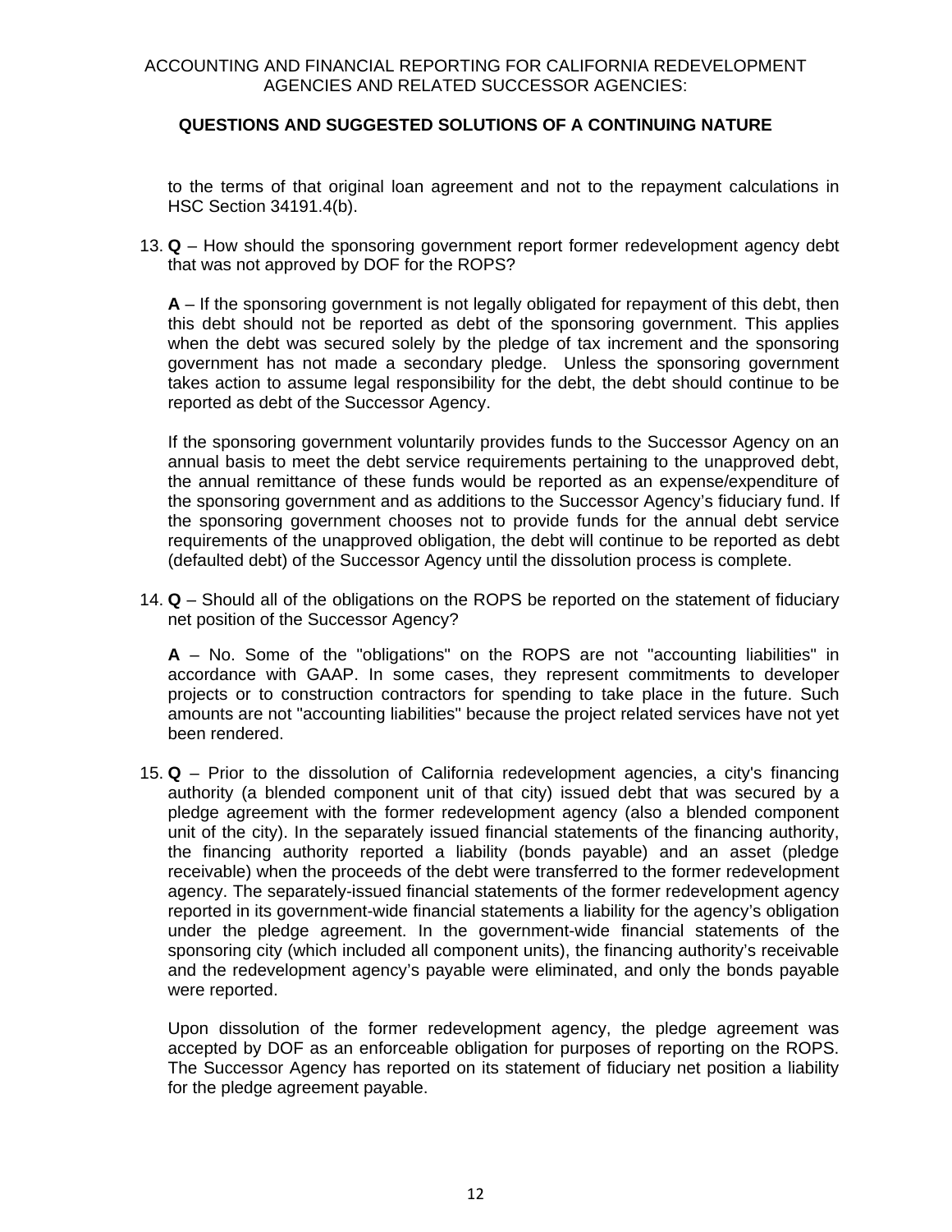to the terms of that original loan agreement and not to the repayment calculations in HSC Section 34191.4(b).

13. **Q** – How should the sponsoring government report former redevelopment agency debt that was not approved by DOF for the ROPS?

    **A** – If the sponsoring government is not legally obligated for repayment of this debt, then this debt should not be reported as debt of the sponsoring government. This applies when the debt was secured solely by the pledge of tax increment and the sponsoring government has not made a secondary pledge. Unless the sponsoring government takes action to assume legal responsibility for the debt, the debt should continue to be reported as debt of the Successor Agency.

    If the sponsoring government voluntarily provides funds to the Successor Agency on an annual basis to meet the debt service requirements pertaining to the unapproved debt, the annual remittance of these funds would be reported as an expense/expenditure of the sponsoring government and as additions to the Successor Agency's fiduciary fund. If the sponsoring government chooses not to provide funds for the annual debt service requirements of the unapproved obligation, the debt will continue to be reported as debt (defaulted debt) of the Successor Agency until the dissolution process is complete.

14. **Q** – Should all of the obligations on the ROPS be reported on the statement of fiduciary net position of the Successor Agency?

    **A** – No. Some of the "obligations" on the ROPS are not "accounting liabilities" in accordance with GAAP. In some cases, they represent commitments to developer projects or to construction contractors for spending to take place in the future. Such amounts are not "accounting liabilities" because the project related services have not yet been rendered.

15. **Q** – Prior to the dissolution of California redevelopment agencies, a city's financing authority (a blended component unit of that city) issued debt that was secured by a pledge agreement with the former redevelopment agency (also a blended component unit of the city). In the separately issued financial statements of the financing authority, the financing authority reported a liability (bonds payable) and an asset (pledge receivable) when the proceeds of the debt were transferred to the former redevelopment agency. The separately-issued financial statements of the former redevelopment agency reported in its government-wide financial statements a liability for the agency's obligation under the pledge agreement. In the government-wide financial statements of the sponsoring city (which included all component units), the financing authority's receivable and the redevelopment agency's payable were eliminated, and only the bonds payable were reported.

    Upon dissolution of the former redevelopment agency, the pledge agreement was accepted by DOF as an enforceable obligation for purposes of reporting on the ROPS. The Successor Agency has reported on its statement of fiduciary net position a liability for the pledge agreement payable.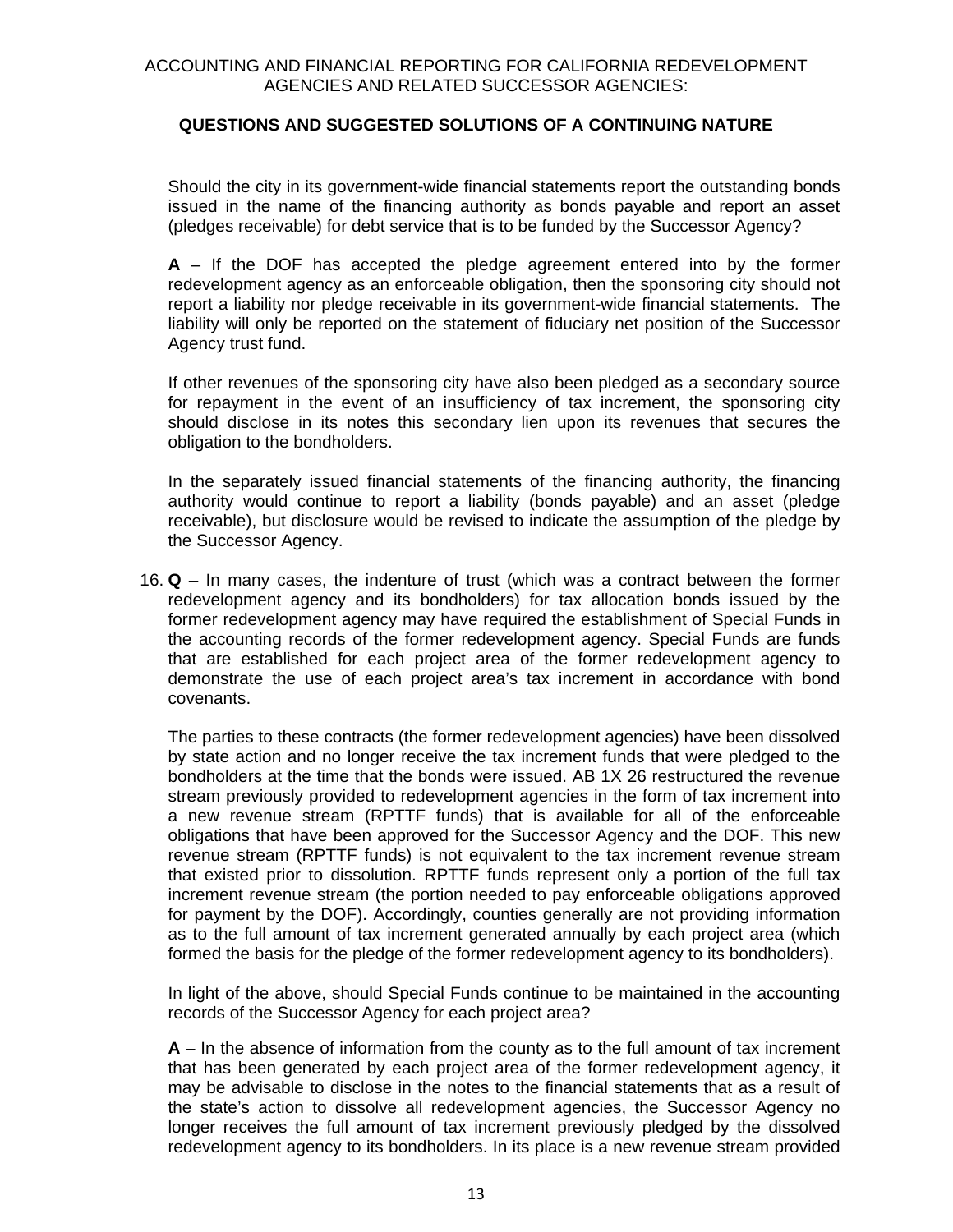Should the city in its government-wide financial statements report the outstanding bonds issued in the name of the financing authority as bonds payable and report an asset (pledges receivable) for debt service that is to be funded by the Successor Agency?

**A** – If the DOF has accepted the pledge agreement entered into by the former redevelopment agency as an enforceable obligation, then the sponsoring city should not report a liability nor pledge receivable in its government-wide financial statements. The liability will only be reported on the statement of fiduciary net position of the Successor Agency trust fund.

If other revenues of the sponsoring city have also been pledged as a secondary source for repayment in the event of an insufficiency of tax increment, the sponsoring city should disclose in its notes this secondary lien upon its revenues that secures the obligation to the bondholders.

In the separately issued financial statements of the financing authority, the financing authority would continue to report a liability (bonds payable) and an asset (pledge receivable), but disclosure would be revised to indicate the assumption of the pledge by the Successor Agency.

16. **Q** – In many cases, the indenture of trust (which was a contract between the former redevelopment agency and its bondholders) for tax allocation bonds issued by the former redevelopment agency may have required the establishment of Special Funds in the accounting records of the former redevelopment agency. Special Funds are funds that are established for each project area of the former redevelopment agency to demonstrate the use of each project area's tax increment in accordance with bond covenants.

    The parties to these contracts (the former redevelopment agencies) have been dissolved by state action and no longer receive the tax increment funds that were pledged to the bondholders at the time that the bonds were issued. AB 1X 26 restructured the revenue stream previously provided to redevelopment agencies in the form of tax increment into a new revenue stream (RPTTF funds) that is available for all of the enforceable obligations that have been approved for the Successor Agency and the DOF. This new revenue stream (RPTTF funds) is not equivalent to the tax increment revenue stream that existed prior to dissolution. RPTTF funds represent only a portion of the full tax increment revenue stream (the portion needed to pay enforceable obligations approved for payment by the DOF). Accordingly, counties generally are not providing information as to the full amount of tax increment generated annually by each project area (which formed the basis for the pledge of the former redevelopment agency to its bondholders).

    In light of the above, should Special Funds continue to be maintained in the accounting records of the Successor Agency for each project area?

    **A** – In the absence of information from the county as to the full amount of tax increment that has been generated by each project area of the former redevelopment agency, it may be advisable to disclose in the notes to the financial statements that as a result of the state's action to dissolve all redevelopment agencies, the Successor Agency no longer receives the full amount of tax increment previously pledged by the dissolved redevelopment agency to its bondholders. In its place is a new revenue stream provided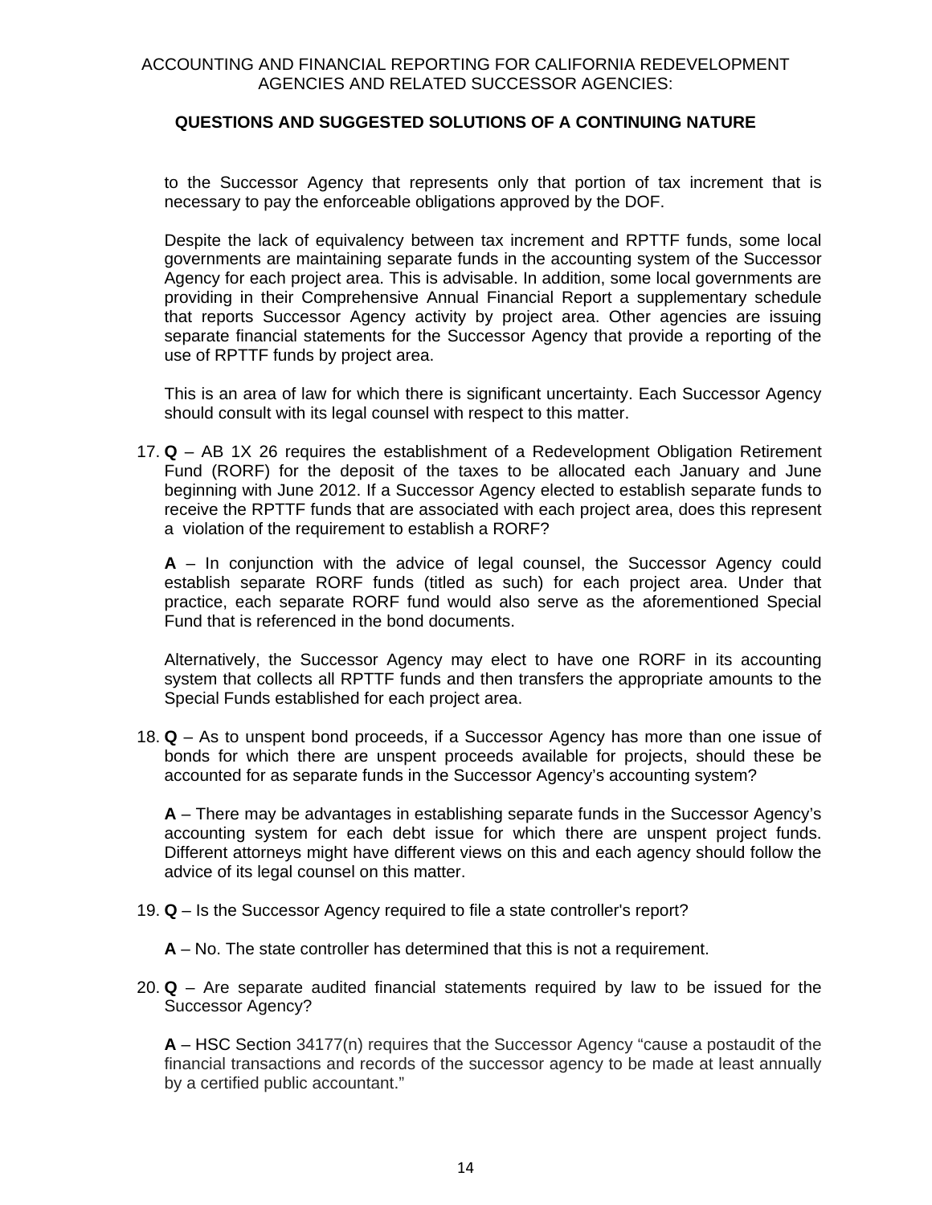to the Successor Agency that represents only that portion of tax increment that is necessary to pay the enforceable obligations approved by the DOF.

Despite the lack of equivalency between tax increment and RPTTF funds, some local governments are maintaining separate funds in the accounting system of the Successor Agency for each project area. This is advisable. In addition, some local governments are providing in their Comprehensive Annual Financial Report a supplementary schedule that reports Successor Agency activity by project area. Other agencies are issuing separate financial statements for the Successor Agency that provide a reporting of the use of RPTTF funds by project area.

This is an area of law for which there is significant uncertainty. Each Successor Agency should consult with its legal counsel with respect to this matter.

17. **Q** – AB 1X 26 requires the establishment of a Redevelopment Obligation Retirement Fund (RORF) for the deposit of the taxes to be allocated each January and June beginning with June 2012. If a Successor Agency elected to establish separate funds to receive the RPTTF funds that are associated with each project area, does this represent a violation of the requirement to establish a RORF?

    **A** – In conjunction with the advice of legal counsel, the Successor Agency could establish separate RORF funds (titled as such) for each project area. Under that practice, each separate RORF fund would also serve as the aforementioned Special Fund that is referenced in the bond documents.

    Alternatively, the Successor Agency may elect to have one RORF in its accounting system that collects all RPTTF funds and then transfers the appropriate amounts to the Special Funds established for each project area.

18. **Q** – As to unspent bond proceeds, if a Successor Agency has more than one issue of bonds for which there are unspent proceeds available for projects, should these be accounted for as separate funds in the Successor Agency's accounting system?

    **A** – There may be advantages in establishing separate funds in the Successor Agency's accounting system for each debt issue for which there are unspent project funds. Different attorneys might have different views on this and each agency should follow the advice of its legal counsel on this matter.

19. **Q** – Is the Successor Agency required to file a state controller's report?

    **A** – No. The state controller has determined that this is not a requirement.

20. **Q** – Are separate audited financial statements required by law to be issued for the Successor Agency?

    **A** – HSC Section 34177(n) requires that the Successor Agency "cause a postaudit of the financial transactions and records of the successor agency to be made at least annually by a certified public accountant."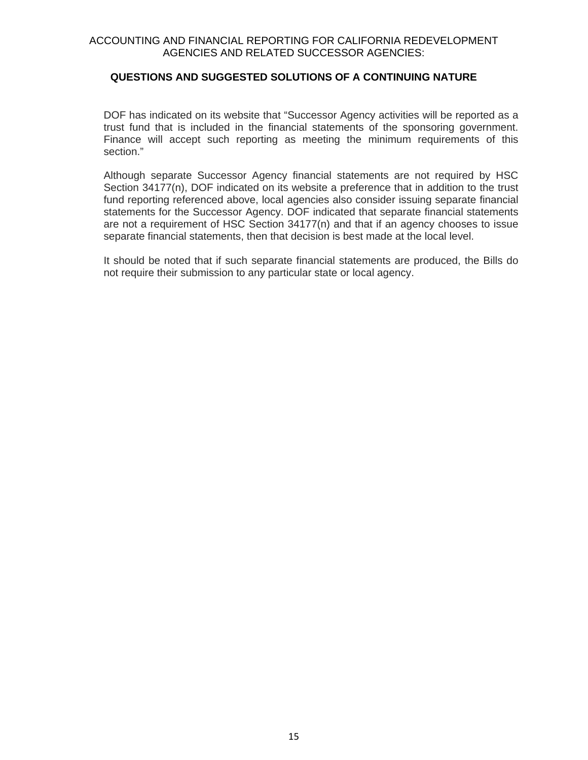DOF has indicated on its website that "Successor Agency activities will be reported as a trust fund that is included in the financial statements of the sponsoring government. Finance will accept such reporting as meeting the minimum requirements of this section."

Although separate Successor Agency financial statements are not required by HSC Section 34177(n), DOF indicated on its website a preference that in addition to the trust fund reporting referenced above, local agencies also consider issuing separate financial statements for the Successor Agency. DOF indicated that separate financial statements are not a requirement of HSC Section 34177(n) and that if an agency chooses to issue separate financial statements, then that decision is best made at the local level.

It should be noted that if such separate financial statements are produced, the Bills do not require their submission to any particular state or local agency.